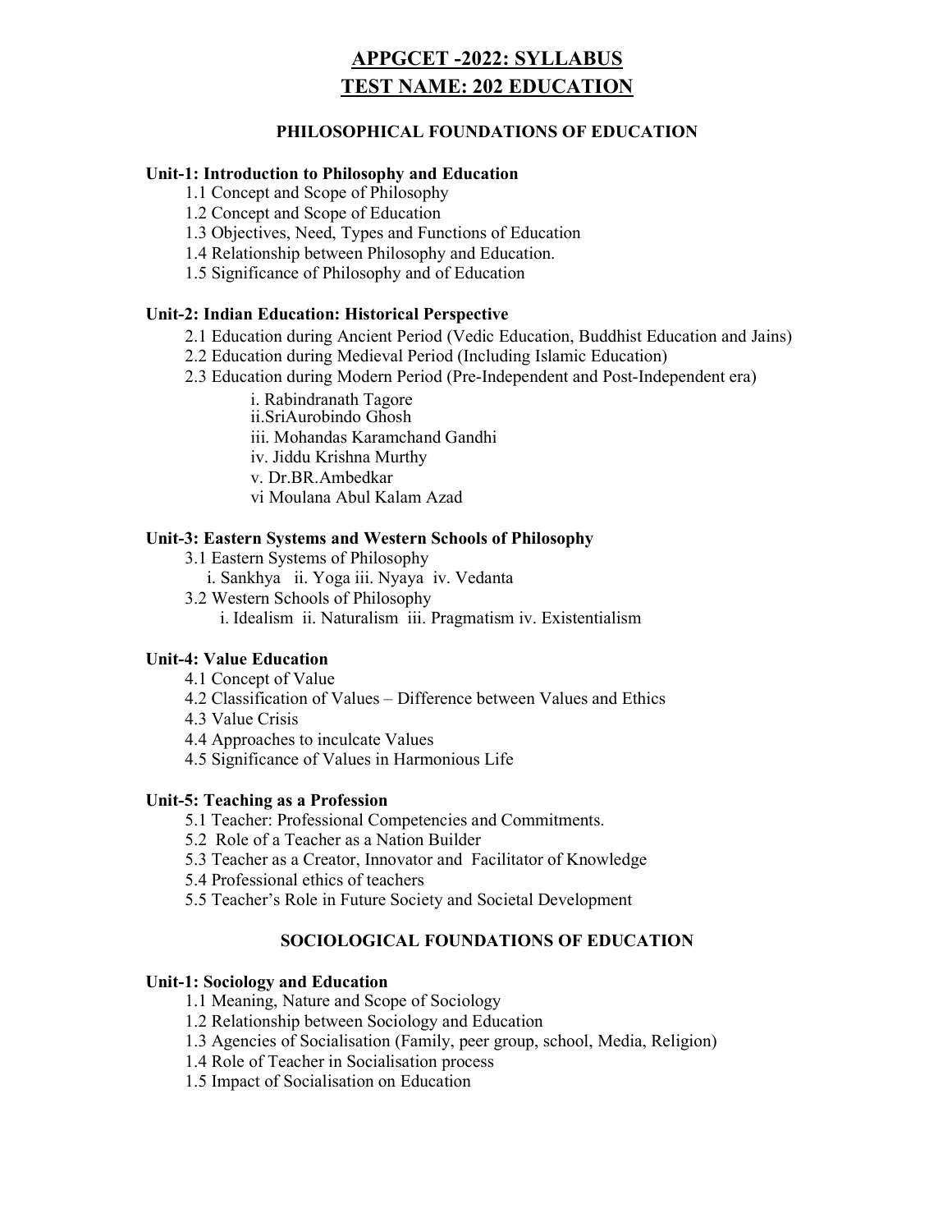# APPGCET -2022: SYLLABUS
# TEST NAME: 202 EDUCATION

## PHILOSOPHICAL FOUNDATIONS OF EDUCATION

### Unit-1: Introduction to Philosophy and Education

1.1 Concept and Scope of Philosophy
1.2 Concept and Scope of Education
1.3 Objectives, Need, Types and Functions of Education
1.4 Relationship between Philosophy and Education.
1.5 Significance of Philosophy and of Education

### Unit-2: Indian Education: Historical Perspective

2.1 Education during Ancient Period (Vedic Education, Buddhist Education and Jains)
2.2 Education during Medieval Period (Including Islamic Education)
2.3 Education during Modern Period (Pre-Independent and Post-Independent era)

i. Rabindranath Tagore
ii.SriAurobindo Ghosh
iii. Mohandas Karamchand Gandhi
iv. Jiddu Krishna Murthy
v. Dr.BR.Ambedkar
vi Moulana Abul Kalam Azad

### Unit-3: Eastern Systems and Western Schools of Philosophy

3.1 Eastern Systems of Philosophy
i. Sankhya ii. Yoga iii. Nyaya iv. Vedanta
3.2 Western Schools of Philosophy
i. Idealism ii. Naturalism iii. Pragmatism iv. Existentialism

### Unit-4: Value Education

4.1 Concept of Value
4.2 Classification of Values – Difference between Values and Ethics
4.3 Value Crisis
4.4 Approaches to inculcate Values
4.5 Significance of Values in Harmonious Life

### Unit-5: Teaching as a Profession

5.1 Teacher: Professional Competencies and Commitments.
5.2 Role of a Teacher as a Nation Builder
5.3 Teacher as a Creator, Innovator and Facilitator of Knowledge
5.4 Professional ethics of teachers
5.5 Teacher's Role in Future Society and Societal Development

## SOCIOLOGICAL FOUNDATIONS OF EDUCATION

### Unit-1: Sociology and Education

1.1 Meaning, Nature and Scope of Sociology
1.2 Relationship between Sociology and Education
1.3 Agencies of Socialisation (Family, peer group, school, Media, Religion)
1.4 Role of Teacher in Socialisation process
1.5 Impact of Socialisation on Education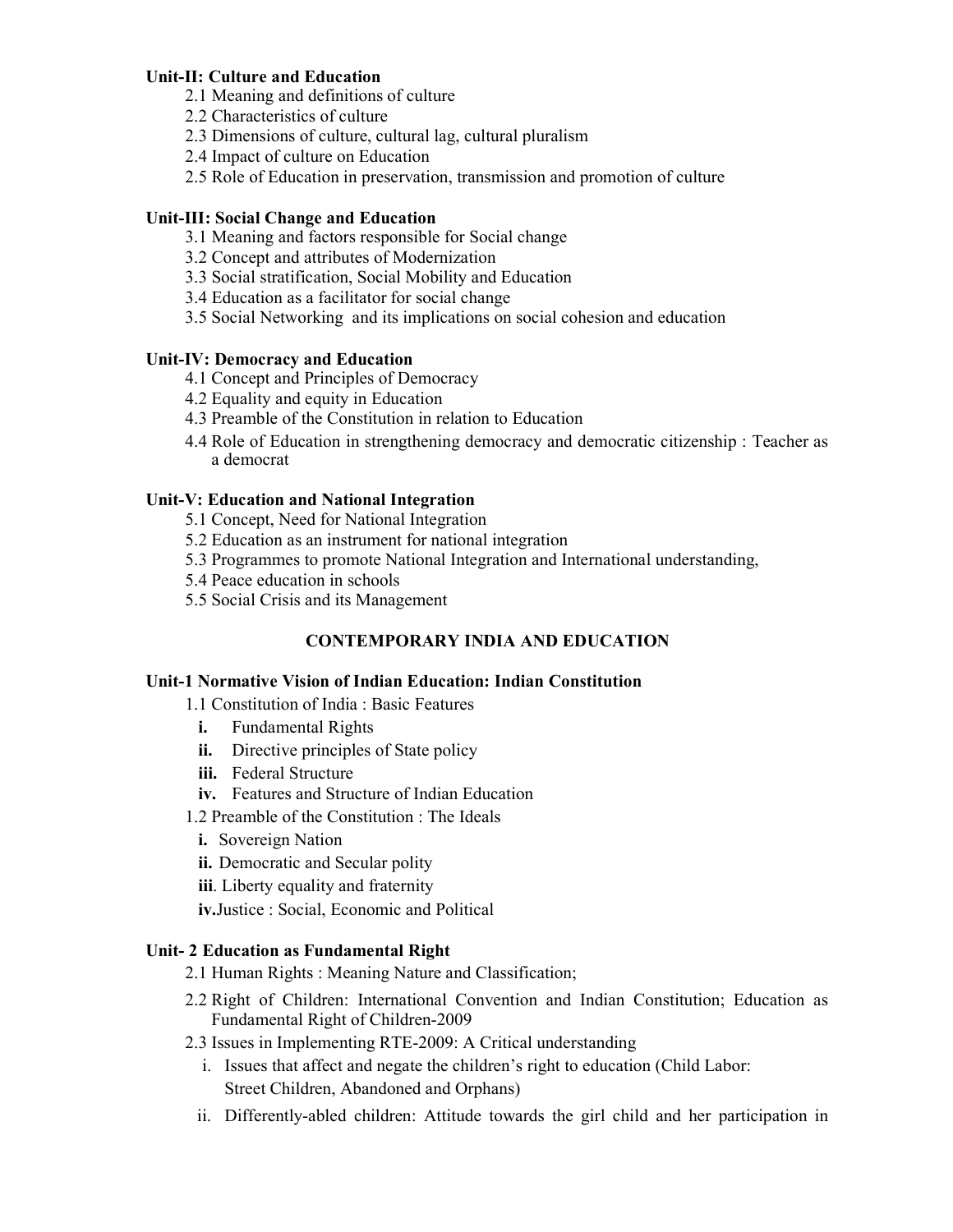**Unit-II: Culture and Education**

2.1 Meaning and definitions of culture
2.2 Characteristics of culture
2.3 Dimensions of culture, cultural lag, cultural pluralism
2.4 Impact of culture on Education
2.5 Role of Education in preservation, transmission and promotion of culture

**Unit-III: Social Change and Education**

3.1 Meaning and factors responsible for Social change
3.2 Concept and attributes of Modernization
3.3 Social stratification, Social Mobility and Education
3.4 Education as a facilitator for social change
3.5 Social Networking and its implications on social cohesion and education

**Unit-IV: Democracy and Education**

4.1 Concept and Principles of Democracy
4.2 Equality and equity in Education
4.3 Preamble of the Constitution in relation to Education
4.4 Role of Education in strengthening democracy and democratic citizenship : Teacher as a democrat

**Unit-V: Education and National Integration**

5.1 Concept, Need for National Integration
5.2 Education as an instrument for national integration
5.3 Programmes to promote National Integration and International understanding,
5.4 Peace education in schools
5.5 Social Crisis and its Management

## CONTEMPORARY INDIA AND EDUCATION

**Unit-1 Normative Vision of Indian Education: Indian Constitution**

1.1 Constitution of India : Basic Features

- **i.** Fundamental Rights
- **ii.** Directive principles of State policy
- **iii.** Federal Structure
- **iv.** Features and Structure of Indian Education

1.2 Preamble of the Constitution : The Ideals

- **i.** Sovereign Nation
- **ii.** Democratic and Secular polity
- **iii**. Liberty equality and fraternity
- **iv.**Justice : Social, Economic and Political

**Unit- 2 Education as Fundamental Right**

2.1 Human Rights : Meaning Nature and Classification;
2.2 Right of Children: International Convention and Indian Constitution; Education as Fundamental Right of Children-2009
2.3 Issues in Implementing RTE-2009: A Critical understanding

- i. Issues that affect and negate the children's right to education (Child Labor: Street Children, Abandoned and Orphans)
- ii. Differently-abled children: Attitude towards the girl child and her participation in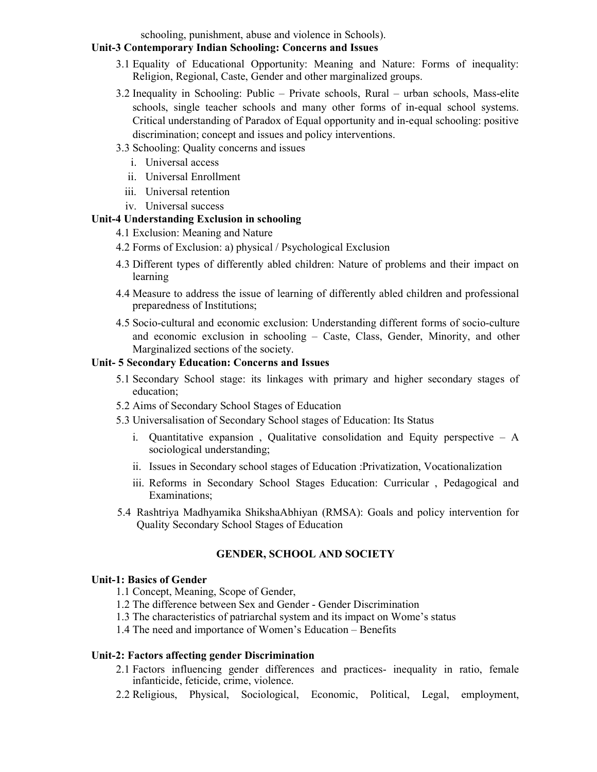schooling, punishment, abuse and violence in Schools).

### Unit-3 Contemporary Indian Schooling: Concerns and Issues

3.1 Equality of Educational Opportunity: Meaning and Nature: Forms of inequality: Religion, Regional, Caste, Gender and other marginalized groups.

3.2 Inequality in Schooling: Public – Private schools, Rural – urban schools, Mass-elite schools, single teacher schools and many other forms of in-equal school systems. Critical understanding of Paradox of Equal opportunity and in-equal schooling: positive discrimination; concept and issues and policy interventions.

3.3 Schooling: Quality concerns and issues

- i. Universal access
- ii. Universal Enrollment
- iii. Universal retention
- iv. Universal success

### Unit-4 Understanding Exclusion in schooling

4.1 Exclusion: Meaning and Nature

4.2 Forms of Exclusion: a) physical / Psychological Exclusion

4.3 Different types of differently abled children: Nature of problems and their impact on learning

4.4 Measure to address the issue of learning of differently abled children and professional preparedness of Institutions;

4.5 Socio-cultural and economic exclusion: Understanding different forms of socio-culture and economic exclusion in schooling – Caste, Class, Gender, Minority, and other Marginalized sections of the society.

### Unit- 5 Secondary Education: Concerns and Issues

5.1 Secondary School stage: its linkages with primary and higher secondary stages of education;

5.2 Aims of Secondary School Stages of Education

5.3 Universalisation of Secondary School stages of Education: Its Status

- i. Quantitative expansion , Qualitative consolidation and Equity perspective – A sociological understanding;
- ii. Issues in Secondary school stages of Education :Privatization, Vocationalization
- iii. Reforms in Secondary School Stages Education: Curricular , Pedagogical and Examinations;

5.4 Rashtriya Madhyamika ShikshaAbhiyan (RMSA): Goals and policy intervention for Quality Secondary School Stages of Education

## GENDER, SCHOOL AND SOCIETY

### Unit-1: Basics of Gender

1.1 Concept, Meaning, Scope of Gender,

1.2 The difference between Sex and Gender - Gender Discrimination

1.3 The characteristics of patriarchal system and its impact on Wome's status

1.4 The need and importance of Women's Education – Benefits

### Unit-2: Factors affecting gender Discrimination

2.1 Factors influencing gender differences and practices- inequality in ratio, female infanticide, feticide, crime, violence.

2.2 Religious, Physical, Sociological, Economic, Political, Legal, employment,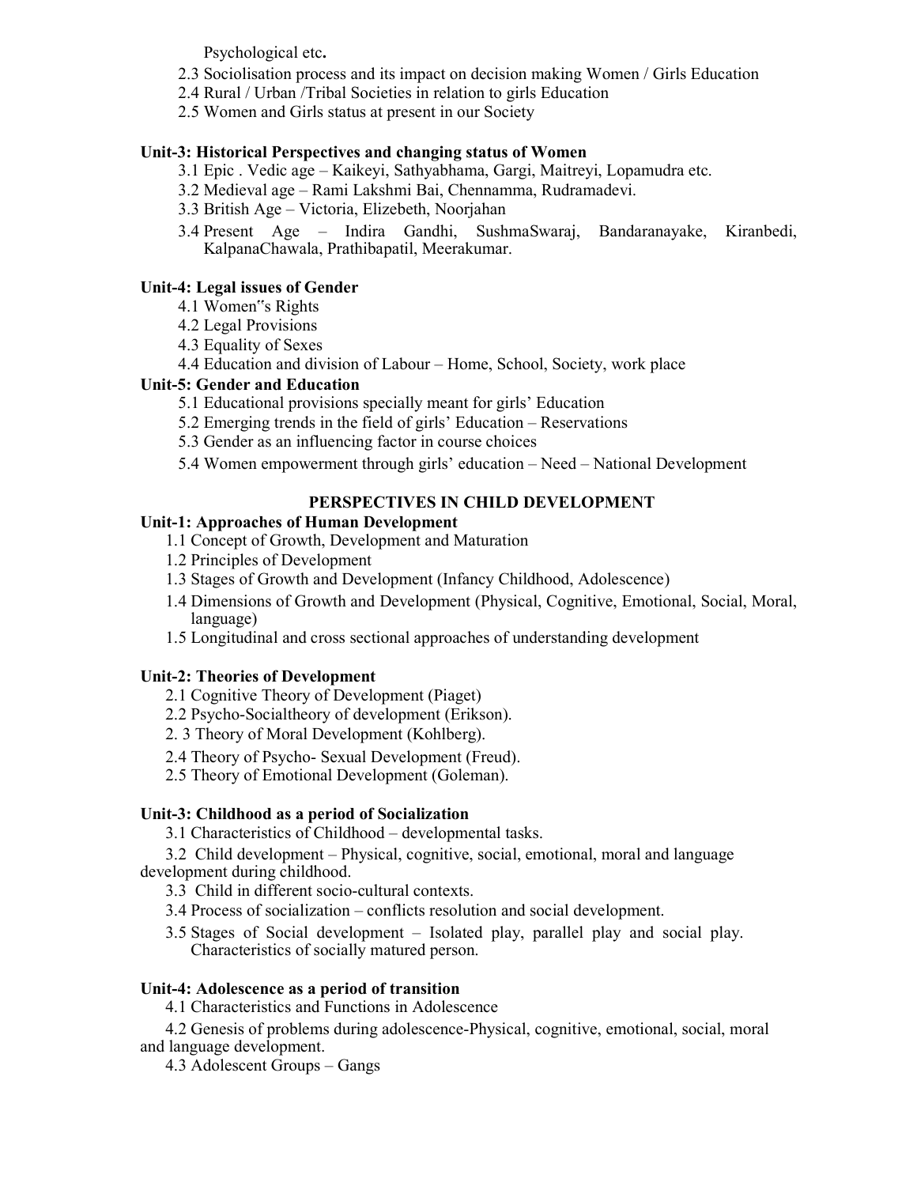Psychological etc**.**

2.3 Sociolisation process and its impact on decision making Women / Girls Education

2.4 Rural / Urban /Tribal Societies in relation to girls Education

2.5 Women and Girls status at present in our Society

**Unit-3: Historical Perspectives and changing status of Women**

3.1 Epic . Vedic age – Kaikeyi, Sathyabhama, Gargi, Maitreyi, Lopamudra etc.

3.2 Medieval age – Rami Lakshmi Bai, Chennamma, Rudramadevi.

3.3 British Age – Victoria, Elizebeth, Noorjahan

3.4 Present Age – Indira Gandhi, SushmaSwaraj, Bandaranayake, Kiranbedi, KalpanaChawala, Prathibapatil, Meerakumar.

**Unit-4: Legal issues of Gender**

4.1 Women"s Rights

4.2 Legal Provisions

4.3 Equality of Sexes

4.4 Education and division of Labour – Home, School, Society, work place

**Unit-5: Gender and Education**

5.1 Educational provisions specially meant for girls' Education

5.2 Emerging trends in the field of girls' Education – Reservations

5.3 Gender as an influencing factor in course choices

5.4 Women empowerment through girls' education – Need – National Development

## PERSPECTIVES IN CHILD DEVELOPMENT

**Unit-1: Approaches of Human Development**

1.1 Concept of Growth, Development and Maturation

1.2 Principles of Development

1.3 Stages of Growth and Development (Infancy Childhood, Adolescence)

1.4 Dimensions of Growth and Development (Physical, Cognitive, Emotional, Social, Moral, language)

1.5 Longitudinal and cross sectional approaches of understanding development

**Unit-2: Theories of Development**

2.1 Cognitive Theory of Development (Piaget)

2.2 Psycho-Socialtheory of development (Erikson).

2. 3 Theory of Moral Development (Kohlberg).

2.4 Theory of Psycho- Sexual Development (Freud).

2.5 Theory of Emotional Development (Goleman).

**Unit-3: Childhood as a period of Socialization**

3.1 Characteristics of Childhood – developmental tasks.

3.2 Child development – Physical, cognitive, social, emotional, moral and language development during childhood.

3.3 Child in different socio-cultural contexts.

3.4 Process of socialization – conflicts resolution and social development.

3.5 Stages of Social development – Isolated play, parallel play and social play. Characteristics of socially matured person.

**Unit-4: Adolescence as a period of transition**

4.1 Characteristics and Functions in Adolescence

4.2 Genesis of problems during adolescence-Physical, cognitive, emotional, social, moral and language development.

4.3 Adolescent Groups – Gangs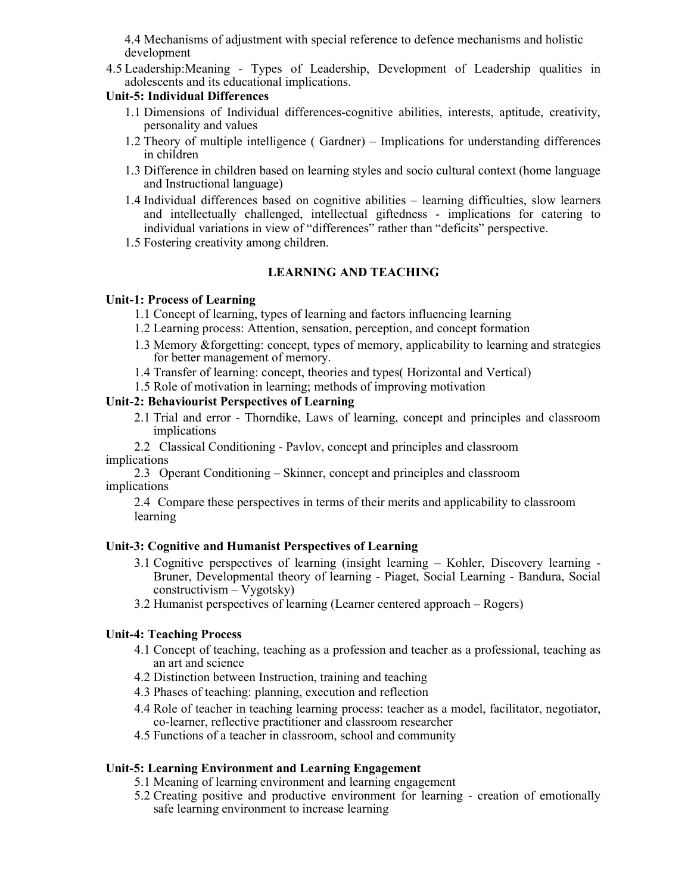4.4 Mechanisms of adjustment with special reference to defence mechanisms and holistic development

4.5 Leadership:Meaning - Types of Leadership, Development of Leadership qualities in adolescents and its educational implications.

**Unit-5: Individual Differences**

1.1 Dimensions of Individual differences-cognitive abilities, interests, aptitude, creativity, personality and values

1.2 Theory of multiple intelligence ( Gardner) – Implications for understanding differences in children

1.3 Difference in children based on learning styles and socio cultural context (home language and Instructional language)

1.4 Individual differences based on cognitive abilities – learning difficulties, slow learners and intellectually challenged, intellectual giftedness - implications for catering to individual variations in view of "differences" rather than "deficits" perspective.

1.5 Fostering creativity among children.

## LEARNING AND TEACHING

**Unit-1: Process of Learning**

1.1 Concept of learning, types of learning and factors influencing learning

1.2 Learning process: Attention, sensation, perception, and concept formation

1.3 Memory &forgetting: concept, types of memory, applicability to learning and strategies for better management of memory.

1.4 Transfer of learning: concept, theories and types( Horizontal and Vertical)

1.5 Role of motivation in learning; methods of improving motivation

**Unit-2: Behaviourist Perspectives of Learning**

2.1 Trial and error - Thorndike, Laws of learning, concept and principles and classroom implications

2.2 Classical Conditioning - Pavlov, concept and principles and classroom implications

2.3 Operant Conditioning – Skinner, concept and principles and classroom implications

2.4 Compare these perspectives in terms of their merits and applicability to classroom learning

**Unit-3: Cognitive and Humanist Perspectives of Learning**

3.1 Cognitive perspectives of learning (insight learning – Kohler, Discovery learning - Bruner, Developmental theory of learning - Piaget, Social Learning - Bandura, Social constructivism – Vygotsky)

3.2 Humanist perspectives of learning (Learner centered approach – Rogers)

**Unit-4: Teaching Process**

4.1 Concept of teaching, teaching as a profession and teacher as a professional, teaching as an art and science

4.2 Distinction between Instruction, training and teaching

4.3 Phases of teaching: planning, execution and reflection

4.4 Role of teacher in teaching learning process: teacher as a model, facilitator, negotiator, co-learner, reflective practitioner and classroom researcher

4.5 Functions of a teacher in classroom, school and community

**Unit-5: Learning Environment and Learning Engagement**

5.1 Meaning of learning environment and learning engagement

5.2 Creating positive and productive environment for learning - creation of emotionally safe learning environment to increase learning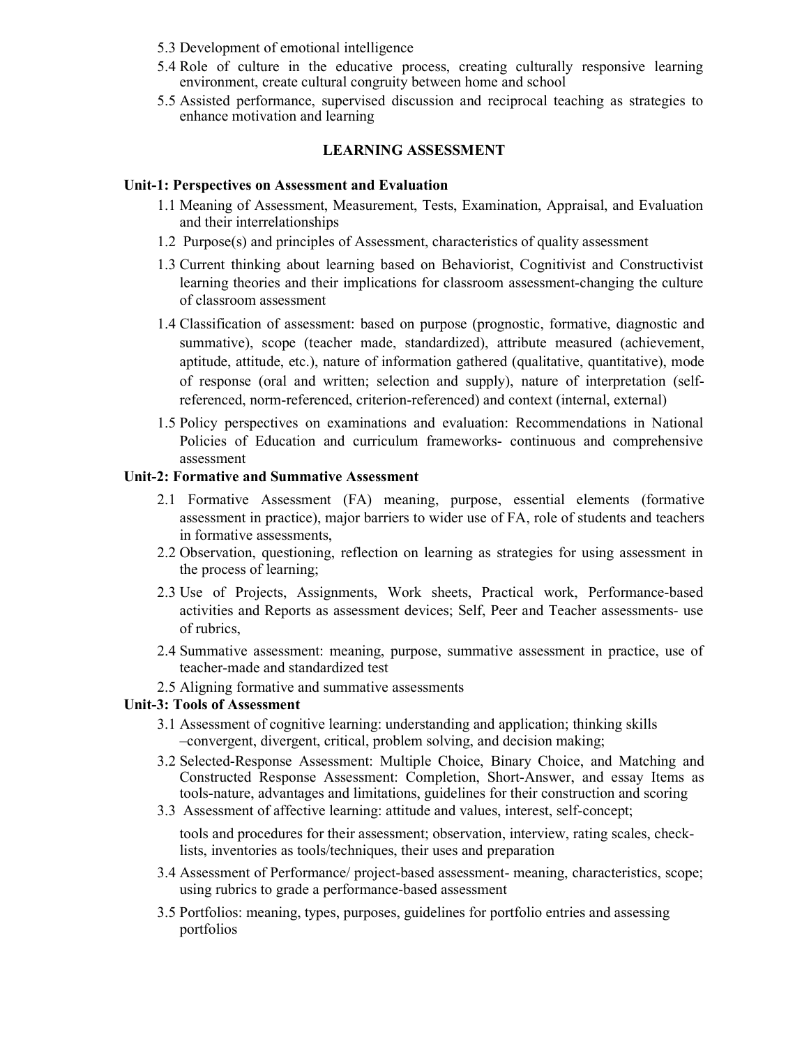5.3 Development of emotional intelligence

5.4 Role of culture in the educative process, creating culturally responsive learning environment, create cultural congruity between home and school

5.5 Assisted performance, supervised discussion and reciprocal teaching as strategies to enhance motivation and learning

## LEARNING ASSESSMENT

### Unit-1: Perspectives on Assessment and Evaluation

1.1 Meaning of Assessment, Measurement, Tests, Examination, Appraisal, and Evaluation and their interrelationships

1.2 Purpose(s) and principles of Assessment, characteristics of quality assessment

1.3 Current thinking about learning based on Behaviorist, Cognitivist and Constructivist learning theories and their implications for classroom assessment-changing the culture of classroom assessment

1.4 Classification of assessment: based on purpose (prognostic, formative, diagnostic and summative), scope (teacher made, standardized), attribute measured (achievement, aptitude, attitude, etc.), nature of information gathered (qualitative, quantitative), mode of response (oral and written; selection and supply), nature of interpretation (self-referenced, norm-referenced, criterion-referenced) and context (internal, external)

1.5 Policy perspectives on examinations and evaluation: Recommendations in National Policies of Education and curriculum frameworks- continuous and comprehensive assessment

### Unit-2: Formative and Summative Assessment

2.1 Formative Assessment (FA) meaning, purpose, essential elements (formative assessment in practice), major barriers to wider use of FA, role of students and teachers in formative assessments,

2.2 Observation, questioning, reflection on learning as strategies for using assessment in the process of learning;

2.3 Use of Projects, Assignments, Work sheets, Practical work, Performance-based activities and Reports as assessment devices; Self, Peer and Teacher assessments- use of rubrics,

2.4 Summative assessment: meaning, purpose, summative assessment in practice, use of teacher-made and standardized test

2.5 Aligning formative and summative assessments

### Unit-3: Tools of Assessment

3.1 Assessment of cognitive learning: understanding and application; thinking skills –convergent, divergent, critical, problem solving, and decision making;

3.2 Selected-Response Assessment: Multiple Choice, Binary Choice, and Matching and Constructed Response Assessment: Completion, Short-Answer, and essay Items as tools-nature, advantages and limitations, guidelines for their construction and scoring

3.3 Assessment of affective learning: attitude and values, interest, self-concept;

tools and procedures for their assessment; observation, interview, rating scales, check-lists, inventories as tools/techniques, their uses and preparation

3.4 Assessment of Performance/ project-based assessment- meaning, characteristics, scope; using rubrics to grade a performance-based assessment

3.5 Portfolios: meaning, types, purposes, guidelines for portfolio entries and assessing portfolios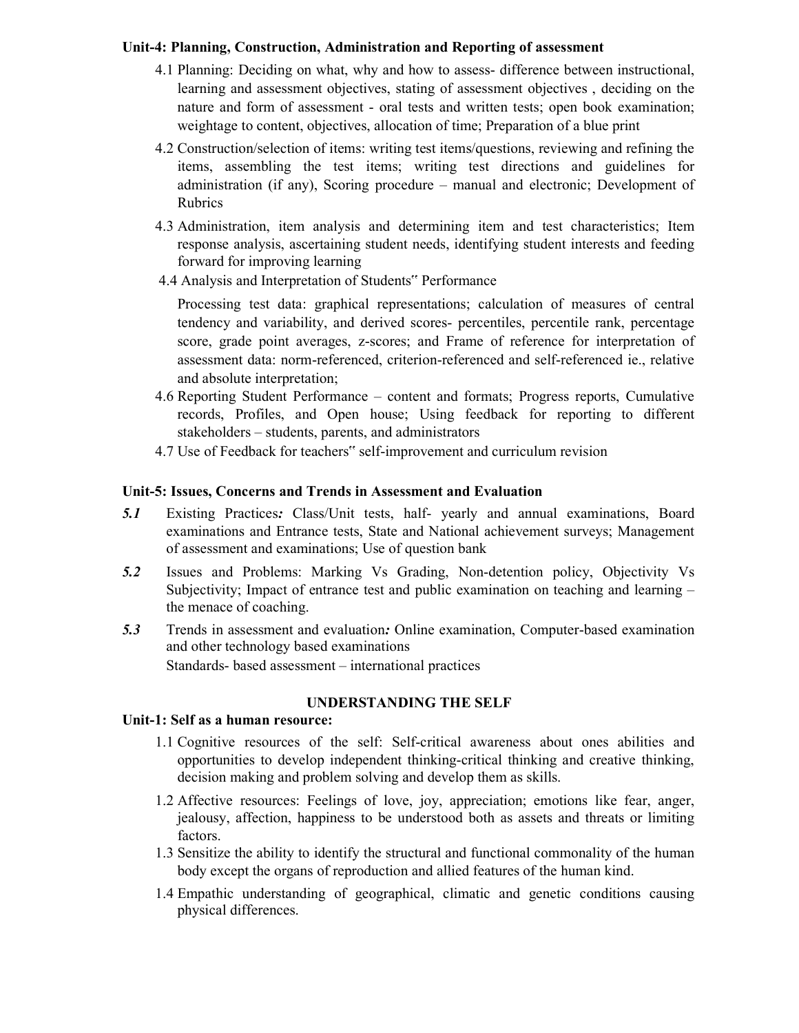**Unit-4: Planning, Construction, Administration and Reporting of assessment**

4.1 Planning: Deciding on what, why and how to assess- difference between instructional, learning and assessment objectives, stating of assessment objectives , deciding on the nature and form of assessment - oral tests and written tests; open book examination; weightage to content, objectives, allocation of time; Preparation of a blue print

4.2 Construction/selection of items: writing test items/questions, reviewing and refining the items, assembling the test items; writing test directions and guidelines for administration (if any), Scoring procedure – manual and electronic; Development of Rubrics

4.3 Administration, item analysis and determining item and test characteristics; Item response analysis, ascertaining student needs, identifying student interests and feeding forward for improving learning

4.4 Analysis and Interpretation of Students" Performance

Processing test data: graphical representations; calculation of measures of central tendency and variability, and derived scores- percentiles, percentile rank, percentage score, grade point averages, z-scores; and Frame of reference for interpretation of assessment data: norm-referenced, criterion-referenced and self-referenced ie., relative and absolute interpretation;

4.6 Reporting Student Performance – content and formats; Progress reports, Cumulative records, Profiles, and Open house; Using feedback for reporting to different stakeholders – students, parents, and administrators

4.7 Use of Feedback for teachers" self-improvement and curriculum revision

**Unit-5: Issues, Concerns and Trends in Assessment and Evaluation**

***5.1*** Existing Practices***:*** Class/Unit tests, half- yearly and annual examinations, Board examinations and Entrance tests, State and National achievement surveys; Management of assessment and examinations; Use of question bank

***5.2*** Issues and Problems: Marking Vs Grading, Non-detention policy, Objectivity Vs Subjectivity; Impact of entrance test and public examination on teaching and learning – the menace of coaching.

***5.3*** Trends in assessment and evaluation***:*** Online examination, Computer-based examination and other technology based examinations

Standards- based assessment – international practices

## UNDERSTANDING THE SELF

**Unit-1: Self as a human resource:**

1.1 Cognitive resources of the self: Self-critical awareness about ones abilities and opportunities to develop independent thinking-critical thinking and creative thinking, decision making and problem solving and develop them as skills.

1.2 Affective resources: Feelings of love, joy, appreciation; emotions like fear, anger, jealousy, affection, happiness to be understood both as assets and threats or limiting factors.

1.3 Sensitize the ability to identify the structural and functional commonality of the human body except the organs of reproduction and allied features of the human kind.

1.4 Empathic understanding of geographical, climatic and genetic conditions causing physical differences.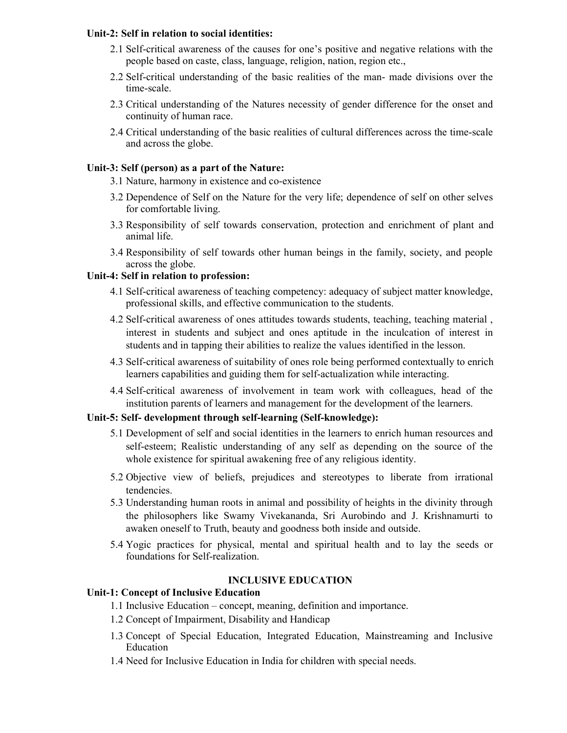**Unit-2: Self in relation to social identities:**

- 2.1 Self-critical awareness of the causes for one's positive and negative relations with the people based on caste, class, language, religion, nation, region etc.,
- 2.2 Self-critical understanding of the basic realities of the man- made divisions over the time-scale.
- 2.3 Critical understanding of the Natures necessity of gender difference for the onset and continuity of human race.
- 2.4 Critical understanding of the basic realities of cultural differences across the time-scale and across the globe.

**Unit-3: Self (person) as a part of the Nature:**

- 3.1 Nature, harmony in existence and co-existence
- 3.2 Dependence of Self on the Nature for the very life; dependence of self on other selves for comfortable living.
- 3.3 Responsibility of self towards conservation, protection and enrichment of plant and animal life.
- 3.4 Responsibility of self towards other human beings in the family, society, and people across the globe.

**Unit-4: Self in relation to profession:**

- 4.1 Self-critical awareness of teaching competency: adequacy of subject matter knowledge, professional skills, and effective communication to the students.
- 4.2 Self-critical awareness of ones attitudes towards students, teaching, teaching material , interest in students and subject and ones aptitude in the inculcation of interest in students and in tapping their abilities to realize the values identified in the lesson.
- 4.3 Self-critical awareness of suitability of ones role being performed contextually to enrich learners capabilities and guiding them for self-actualization while interacting.
- 4.4 Self-critical awareness of involvement in team work with colleagues, head of the institution parents of learners and management for the development of the learners.

**Unit-5: Self- development through self-learning (Self-knowledge):**

- 5.1 Development of self and social identities in the learners to enrich human resources and self-esteem; Realistic understanding of any self as depending on the source of the whole existence for spiritual awakening free of any religious identity.
- 5.2 Objective view of beliefs, prejudices and stereotypes to liberate from irrational tendencies.
- 5.3 Understanding human roots in animal and possibility of heights in the divinity through the philosophers like Swamy Vivekananda, Sri Aurobindo and J. Krishnamurti to awaken oneself to Truth, beauty and goodness both inside and outside.
- 5.4 Yogic practices for physical, mental and spiritual health and to lay the seeds or foundations for Self-realization.

## INCLUSIVE EDUCATION

**Unit-1: Concept of Inclusive Education**

- 1.1 Inclusive Education – concept, meaning, definition and importance.
- 1.2 Concept of Impairment, Disability and Handicap
- 1.3 Concept of Special Education, Integrated Education, Mainstreaming and Inclusive Education
- 1.4 Need for Inclusive Education in India for children with special needs.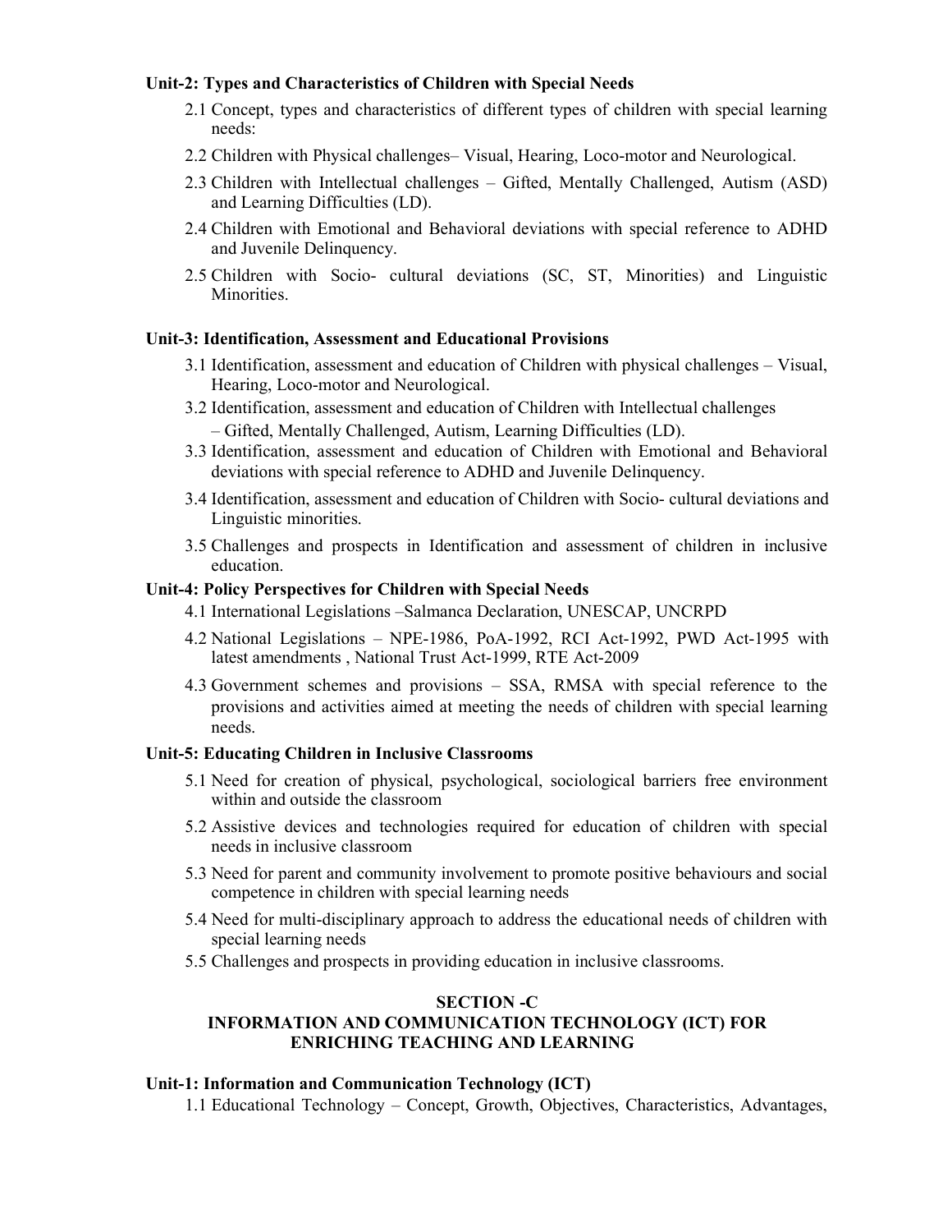**Unit-2: Types and Characteristics of Children with Special Needs**

2.1 Concept, types and characteristics of different types of children with special learning needs:

2.2 Children with Physical challenges– Visual, Hearing, Loco-motor and Neurological.

2.3 Children with Intellectual challenges – Gifted, Mentally Challenged, Autism (ASD) and Learning Difficulties (LD).

2.4 Children with Emotional and Behavioral deviations with special reference to ADHD and Juvenile Delinquency.

2.5 Children with Socio- cultural deviations (SC, ST, Minorities) and Linguistic Minorities.

**Unit-3: Identification, Assessment and Educational Provisions**

3.1 Identification, assessment and education of Children with physical challenges – Visual, Hearing, Loco-motor and Neurological.

3.2 Identification, assessment and education of Children with Intellectual challenges – Gifted, Mentally Challenged, Autism, Learning Difficulties (LD).

3.3 Identification, assessment and education of Children with Emotional and Behavioral deviations with special reference to ADHD and Juvenile Delinquency.

3.4 Identification, assessment and education of Children with Socio- cultural deviations and Linguistic minorities.

3.5 Challenges and prospects in Identification and assessment of children in inclusive education.

**Unit-4: Policy Perspectives for Children with Special Needs**

4.1 International Legislations –Salmanca Declaration, UNESCAP, UNCRPD

4.2 National Legislations – NPE-1986, PoA-1992, RCI Act-1992, PWD Act-1995 with latest amendments , National Trust Act-1999, RTE Act-2009

4.3 Government schemes and provisions – SSA, RMSA with special reference to the provisions and activities aimed at meeting the needs of children with special learning needs.

**Unit-5: Educating Children in Inclusive Classrooms**

5.1 Need for creation of physical, psychological, sociological barriers free environment within and outside the classroom

5.2 Assistive devices and technologies required for education of children with special needs in inclusive classroom

5.3 Need for parent and community involvement to promote positive behaviours and social competence in children with special learning needs

5.4 Need for multi-disciplinary approach to address the educational needs of children with special learning needs

5.5 Challenges and prospects in providing education in inclusive classrooms.

## SECTION -C
## INFORMATION AND COMMUNICATION TECHNOLOGY (ICT) FOR ENRICHING TEACHING AND LEARNING

**Unit-1: Information and Communication Technology (ICT)**

1.1 Educational Technology – Concept, Growth, Objectives, Characteristics, Advantages,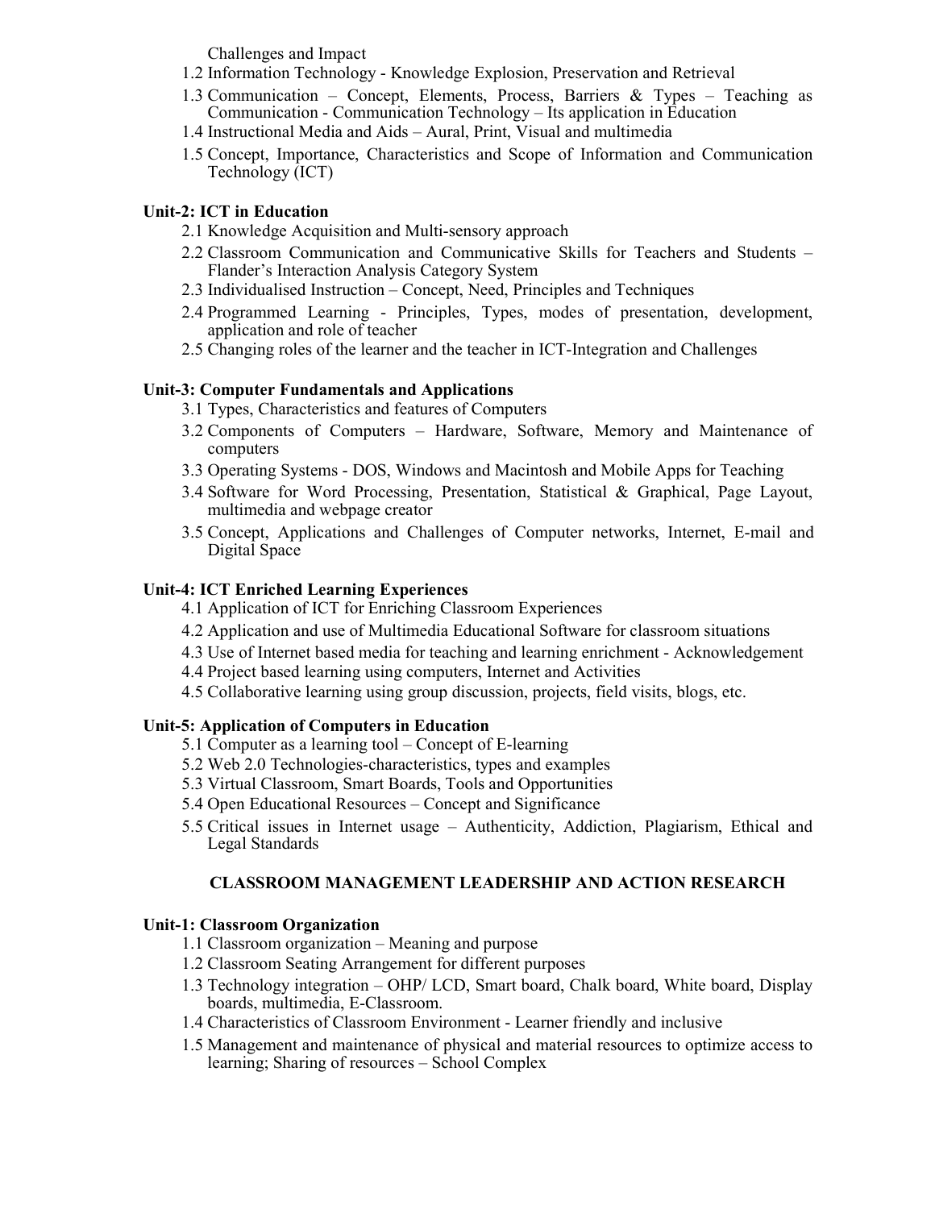Challenges and Impact

1.2 Information Technology - Knowledge Explosion, Preservation and Retrieval

1.3 Communication – Concept, Elements, Process, Barriers & Types – Teaching as Communication - Communication Technology – Its application in Education

1.4 Instructional Media and Aids – Aural, Print, Visual and multimedia

1.5 Concept, Importance, Characteristics and Scope of Information and Communication Technology (ICT)

**Unit-2: ICT in Education**

2.1 Knowledge Acquisition and Multi-sensory approach

2.2 Classroom Communication and Communicative Skills for Teachers and Students – Flander's Interaction Analysis Category System

2.3 Individualised Instruction – Concept, Need, Principles and Techniques

2.4 Programmed Learning - Principles, Types, modes of presentation, development, application and role of teacher

2.5 Changing roles of the learner and the teacher in ICT-Integration and Challenges

**Unit-3: Computer Fundamentals and Applications**

3.1 Types, Characteristics and features of Computers

3.2 Components of Computers – Hardware, Software, Memory and Maintenance of computers

3.3 Operating Systems - DOS, Windows and Macintosh and Mobile Apps for Teaching

3.4 Software for Word Processing, Presentation, Statistical & Graphical, Page Layout, multimedia and webpage creator

3.5 Concept, Applications and Challenges of Computer networks, Internet, E-mail and Digital Space

**Unit-4: ICT Enriched Learning Experiences**

4.1 Application of ICT for Enriching Classroom Experiences

4.2 Application and use of Multimedia Educational Software for classroom situations

4.3 Use of Internet based media for teaching and learning enrichment - Acknowledgement

4.4 Project based learning using computers, Internet and Activities

4.5 Collaborative learning using group discussion, projects, field visits, blogs, etc.

**Unit-5: Application of Computers in Education**

5.1 Computer as a learning tool – Concept of E-learning

5.2 Web 2.0 Technologies-characteristics, types and examples

5.3 Virtual Classroom, Smart Boards, Tools and Opportunities

5.4 Open Educational Resources – Concept and Significance

5.5 Critical issues in Internet usage – Authenticity, Addiction, Plagiarism, Ethical and Legal Standards

## CLASSROOM MANAGEMENT LEADERSHIP AND ACTION RESEARCH

**Unit-1: Classroom Organization**

1.1 Classroom organization – Meaning and purpose

1.2 Classroom Seating Arrangement for different purposes

1.3 Technology integration – OHP/ LCD, Smart board, Chalk board, White board, Display boards, multimedia, E-Classroom.

1.4 Characteristics of Classroom Environment - Learner friendly and inclusive

1.5 Management and maintenance of physical and material resources to optimize access to learning; Sharing of resources – School Complex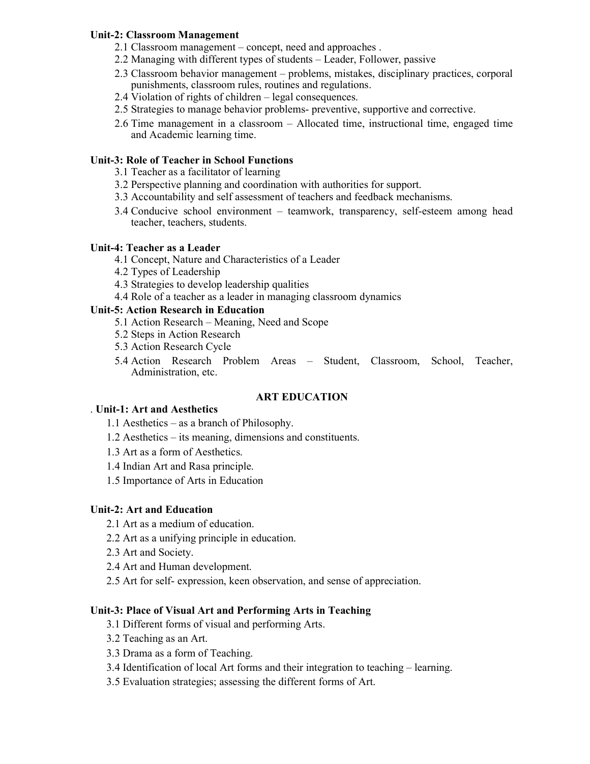**Unit-2: Classroom Management**

2.1 Classroom management – concept, need and approaches .
2.2 Managing with different types of students – Leader, Follower, passive
2.3 Classroom behavior management – problems, mistakes, disciplinary practices, corporal punishments, classroom rules, routines and regulations.
2.4 Violation of rights of children – legal consequences.
2.5 Strategies to manage behavior problems- preventive, supportive and corrective.
2.6 Time management in a classroom – Allocated time, instructional time, engaged time and Academic learning time.

**Unit-3: Role of Teacher in School Functions**

3.1 Teacher as a facilitator of learning
3.2 Perspective planning and coordination with authorities for support.
3.3 Accountability and self assessment of teachers and feedback mechanisms.
3.4 Conducive school environment – teamwork, transparency, self-esteem among head teacher, teachers, students.

**Unit-4: Teacher as a Leader**

4.1 Concept, Nature and Characteristics of a Leader
4.2 Types of Leadership
4.3 Strategies to develop leadership qualities
4.4 Role of a teacher as a leader in managing classroom dynamics

**Unit-5: Action Research in Education**

5.1 Action Research – Meaning, Need and Scope
5.2 Steps in Action Research
5.3 Action Research Cycle
5.4 Action Research Problem Areas – Student, Classroom, School, Teacher, Administration, etc.

## ART EDUCATION

. **Unit-1: Art and Aesthetics**

1.1 Aesthetics – as a branch of Philosophy.
1.2 Aesthetics – its meaning, dimensions and constituents.
1.3 Art as a form of Aesthetics.
1.4 Indian Art and Rasa principle.
1.5 Importance of Arts in Education

**Unit-2: Art and Education**

2.1 Art as a medium of education.
2.2 Art as a unifying principle in education.
2.3 Art and Society.
2.4 Art and Human development.
2.5 Art for self- expression, keen observation, and sense of appreciation.

**Unit-3: Place of Visual Art and Performing Arts in Teaching**

3.1 Different forms of visual and performing Arts.
3.2 Teaching as an Art.
3.3 Drama as a form of Teaching.
3.4 Identification of local Art forms and their integration to teaching – learning.
3.5 Evaluation strategies; assessing the different forms of Art.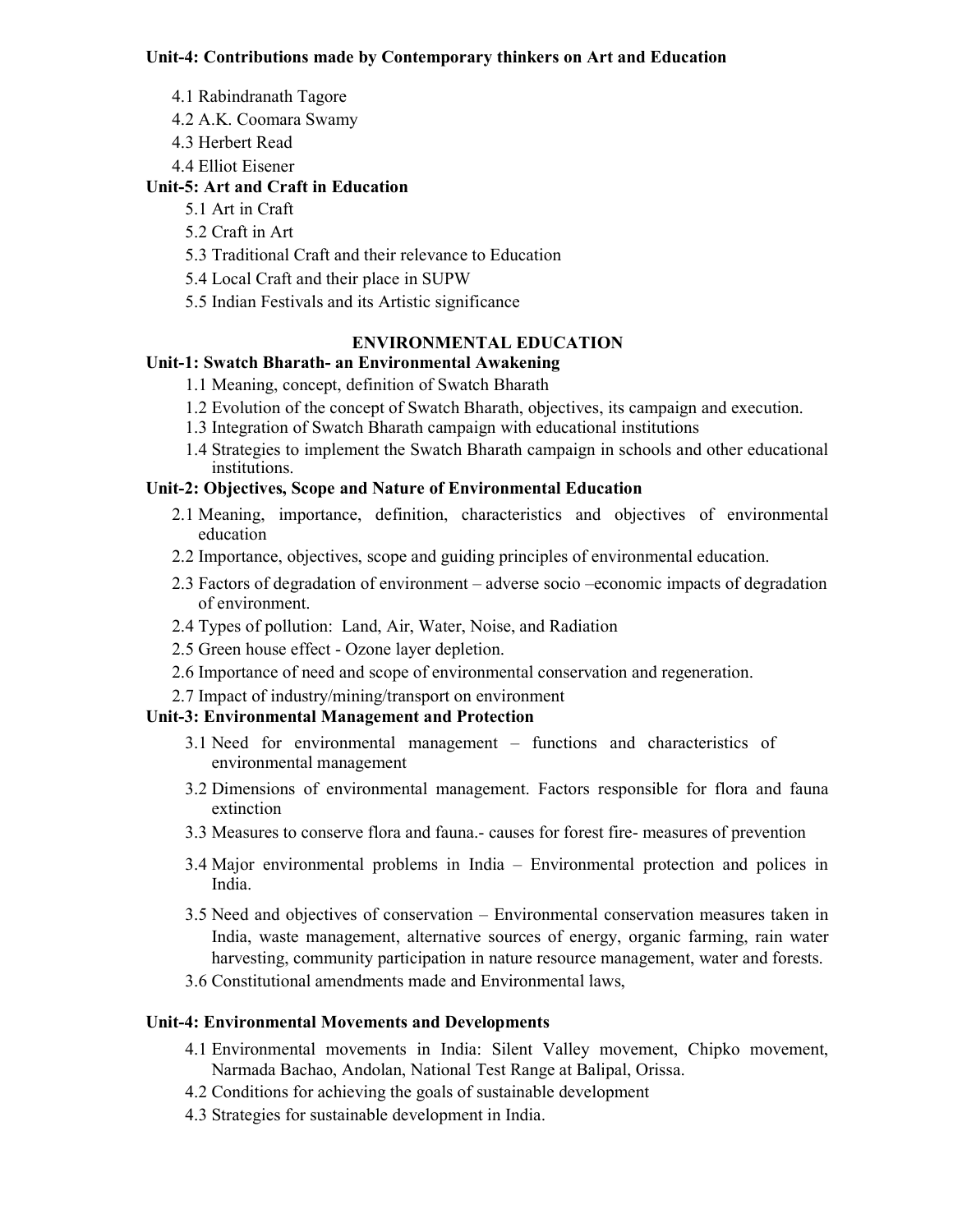**Unit-4: Contributions made by Contemporary thinkers on Art and Education**

- 4.1 Rabindranath Tagore
- 4.2 A.K. Coomara Swamy
- 4.3 Herbert Read
- 4.4 Elliot Eisener

**Unit-5: Art and Craft in Education**

- 5.1 Art in Craft
- 5.2 Craft in Art
- 5.3 Traditional Craft and their relevance to Education
- 5.4 Local Craft and their place in SUPW
- 5.5 Indian Festivals and its Artistic significance

## ENVIRONMENTAL EDUCATION

**Unit-1: Swatch Bharath- an Environmental Awakening**

- 1.1 Meaning, concept, definition of Swatch Bharath
- 1.2 Evolution of the concept of Swatch Bharath, objectives, its campaign and execution.
- 1.3 Integration of Swatch Bharath campaign with educational institutions
- 1.4 Strategies to implement the Swatch Bharath campaign in schools and other educational institutions.

**Unit-2: Objectives, Scope and Nature of Environmental Education**

- 2.1 Meaning, importance, definition, characteristics and objectives of environmental education
- 2.2 Importance, objectives, scope and guiding principles of environmental education.
- 2.3 Factors of degradation of environment – adverse socio –economic impacts of degradation of environment.
- 2.4 Types of pollution: Land, Air, Water, Noise, and Radiation
- 2.5 Green house effect - Ozone layer depletion.
- 2.6 Importance of need and scope of environmental conservation and regeneration.
- 2.7 Impact of industry/mining/transport on environment

**Unit-3: Environmental Management and Protection**

- 3.1 Need for environmental management – functions and characteristics of environmental management
- 3.2 Dimensions of environmental management. Factors responsible for flora and fauna extinction
- 3.3 Measures to conserve flora and fauna.- causes for forest fire- measures of prevention
- 3.4 Major environmental problems in India – Environmental protection and polices in India.
- 3.5 Need and objectives of conservation – Environmental conservation measures taken in India, waste management, alternative sources of energy, organic farming, rain water harvesting, community participation in nature resource management, water and forests.
- 3.6 Constitutional amendments made and Environmental laws,

**Unit-4: Environmental Movements and Developments**

- 4.1 Environmental movements in India: Silent Valley movement, Chipko movement, Narmada Bachao, Andolan, National Test Range at Balipal, Orissa.
- 4.2 Conditions for achieving the goals of sustainable development
- 4.3 Strategies for sustainable development in India.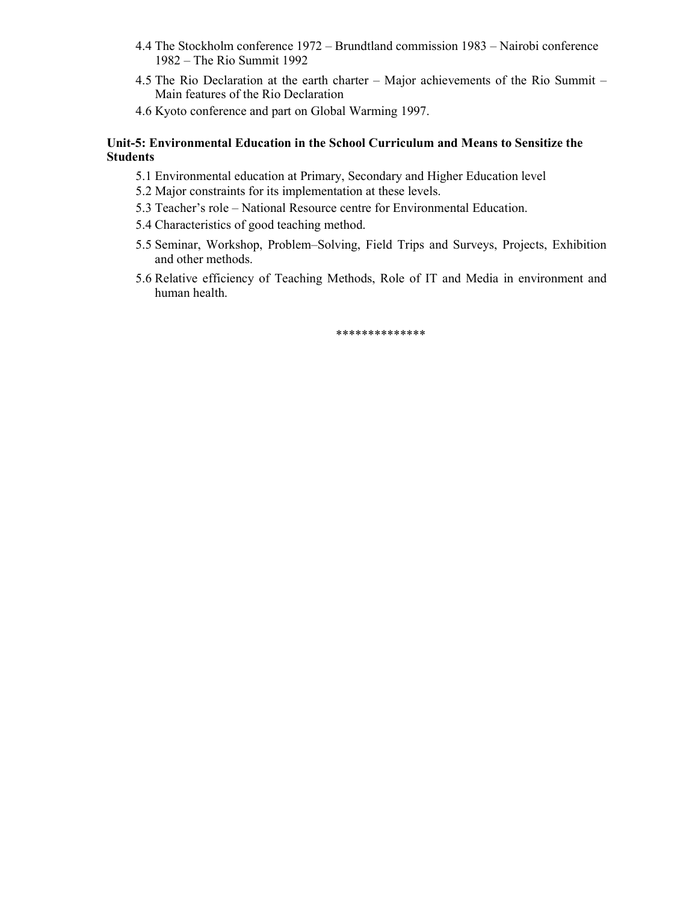4.4 The Stockholm conference 1972 – Brundtland commission 1983 – Nairobi conference 1982 – The Rio Summit 1992

4.5 The Rio Declaration at the earth charter – Major achievements of the Rio Summit – Main features of the Rio Declaration

4.6 Kyoto conference and part on Global Warming 1997.

**Unit-5: Environmental Education in the School Curriculum and Means to Sensitize the Students**

5.1 Environmental education at Primary, Secondary and Higher Education level

5.2 Major constraints for its implementation at these levels.

5.3 Teacher's role – National Resource centre for Environmental Education.

5.4 Characteristics of good teaching method.

5.5 Seminar, Workshop, Problem–Solving, Field Trips and Surveys, Projects, Exhibition and other methods.

5.6 Relative efficiency of Teaching Methods, Role of IT and Media in environment and human health.

**************